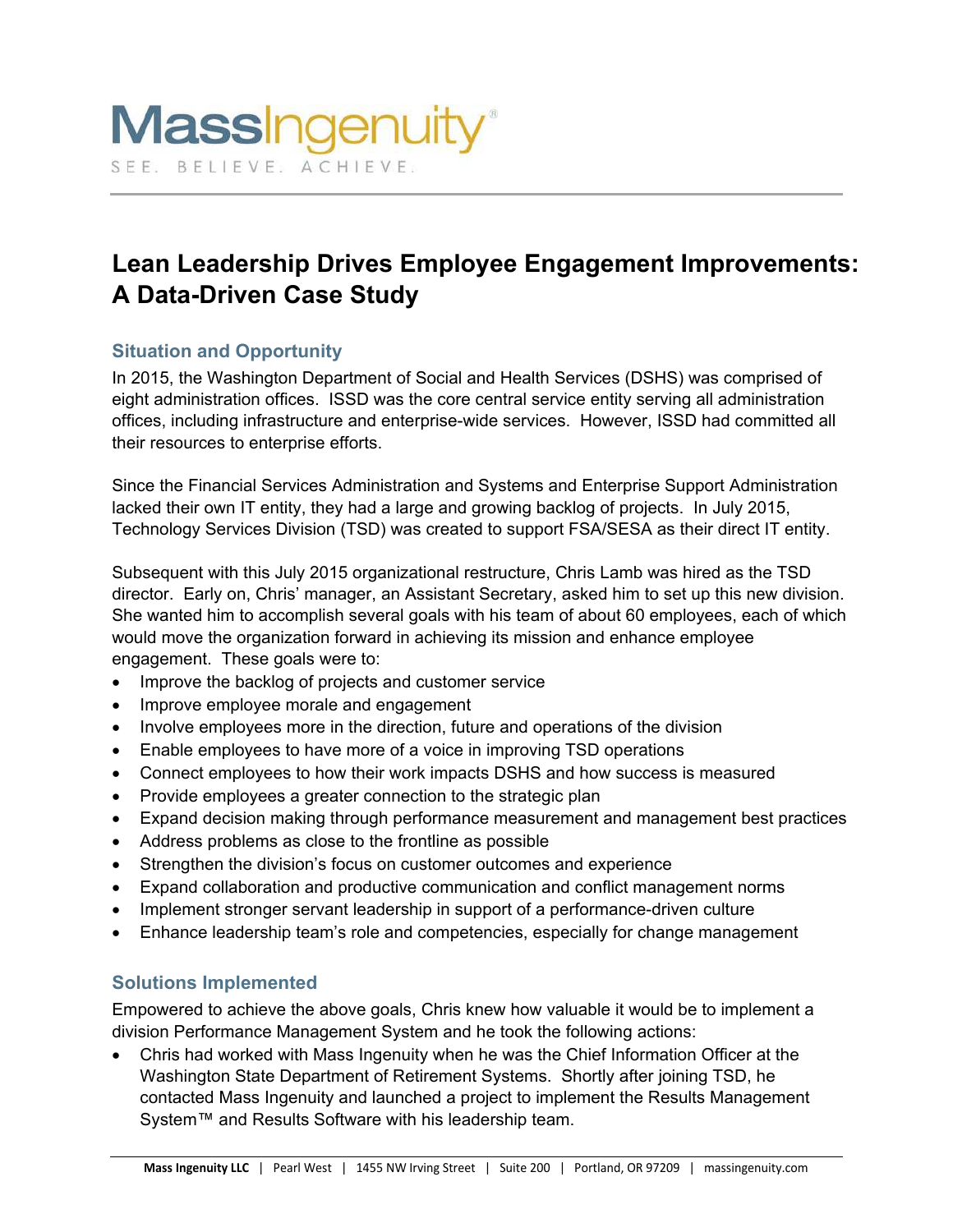# Lean Leadership Drives Employee Engagement Improvements: A Data-Driven Case Study

## Situation and Opportunity

In 2015, the Washington Department of Social and Health Services (DSHS) was comprised of eight administration offices. ISSD was the core central service entity serving all administration offices, including infrastructure and enterprise-wide services. However, ISSD had committed all their resources to enterprise efforts.

Since the Financial Services Administration and Systems and Enterprise Support Administration lacked their own IT entity, they had a large and growing backlog of projects. In July 2015, Technology Services Division (TSD) was created to support FSA/SESA as their direct IT entity.

Subsequent with this July 2015 organizational restructure, Chris Lamb was hired as the TSD director. Early on, Chris' manager, an Assistant Secretary, asked him to set up this new division. She wanted him to accomplish several goals with his team of about 60 employees, each of which would move the organization forward in achieving its mission and enhance employee engagement. These goals were to:

- Improve the backlog of projects and customer service
- Improve employee morale and engagement
- Involve employees more in the direction, future and operations of the division
- Enable employees to have more of a voice in improving TSD operations
- Connect employees to how their work impacts DSHS and how success is measured
- Provide employees a greater connection to the strategic plan
- Expand decision making through performance measurement and management best practices
- Address problems as close to the frontline as possible
- Strengthen the division's focus on customer outcomes and experience
- Expand collaboration and productive communication and conflict management norms
- Implement stronger servant leadership in support of a performance-driven culture
- Enhance leadership team's role and competencies, especially for change management

## Solutions Implemented

Empowered to achieve the above goals, Chris knew how valuable it would be to implement a division Performance Management System and he took the following actions:

- Chris had worked with Mass Ingenuity when he was the Chief Information Officer at the Washington State Department of Retirement Systems. Shortly after joining TSD, he contacted Mass Ingenuity and launched a project to implement the Results Management System™ and Results Software with his leadership team.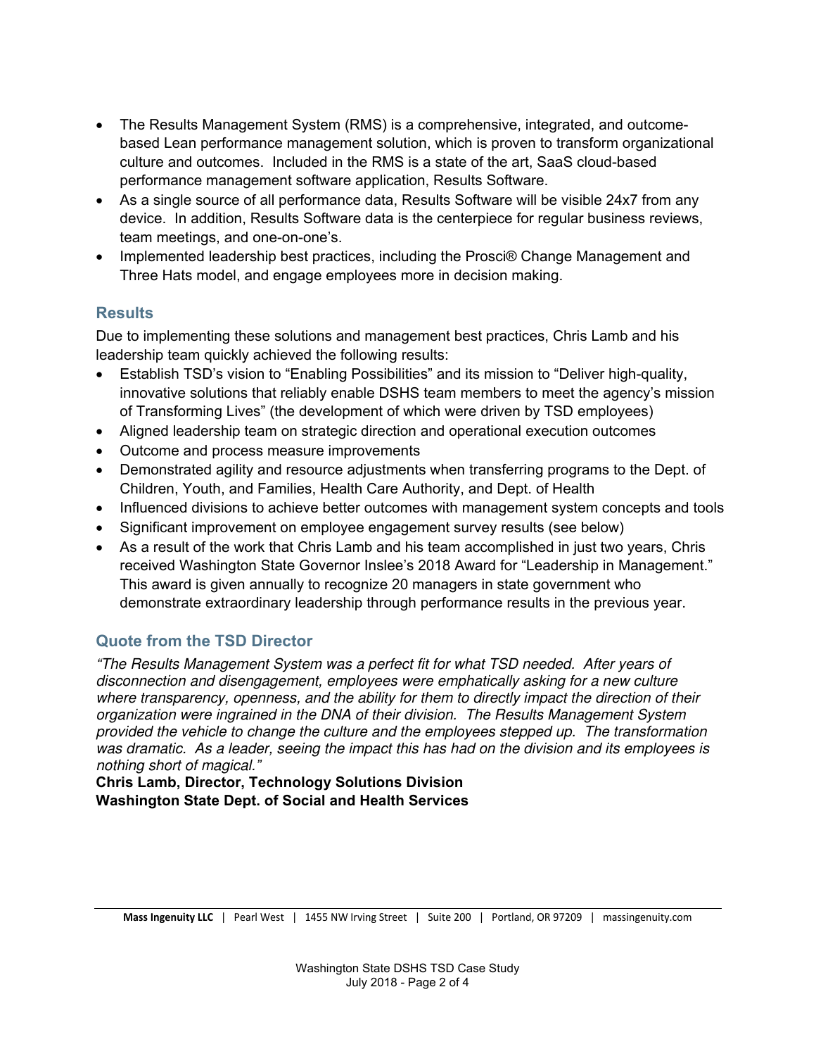- The Results Management System (RMS) is a comprehensive, integrated, and outcome-based Lean performance management solution, which is proven to transform organizational culture and outcomes. Included in the RMS is a state of the art, SaaS cloud-based performance management software application, Results Software.
- As a single source of all performance data, Results Software will be visible 24x7 from any device. In addition, Results Software data is the centerpiece for regular business reviews, team meetings, and one-on-one's.
- Implemented leadership best practices, including the Prosci® Change Management and Three Hats model, and engage employees more in decision making.

## Results

Due to implementing these solutions and management best practices, Chris Lamb and his leadership team quickly achieved the following results:

- Establish TSD's vision to "Enabling Possibilities" and its mission to "Deliver high-quality, innovative solutions that reliably enable DSHS team members to meet the agency's mission of Transforming Lives" (the development of which were driven by TSD employees)
- Aligned leadership team on strategic direction and operational execution outcomes
- Outcome and process measure improvements
- Demonstrated agility and resource adjustments when transferring programs to the Dept. of Children, Youth, and Families, Health Care Authority, and Dept. of Health
- Influenced divisions to achieve better outcomes with management system concepts and tools
- Significant improvement on employee engagement survey results (see below)
- As a result of the work that Chris Lamb and his team accomplished in just two years, Chris received Washington State Governor Inslee's 2018 Award for "Leadership in Management." This award is given annually to recognize 20 managers in state government who demonstrate extraordinary leadership through performance results in the previous year.

## Quote from the TSD Director

*"The Results Management System was a perfect fit for what TSD needed. After years of disconnection and disengagement, employees were emphatically asking for a new culture where transparency, openness, and the ability for them to directly impact the direction of their organization were ingrained in the DNA of their division. The Results Management System provided the vehicle to change the culture and the employees stepped up. The transformation was dramatic. As a leader, seeing the impact this has had on the division and its employees is nothing short of magical."*

**Chris Lamb, Director, Technology Solutions Division**
**Washington State Dept. of Social and Health Services**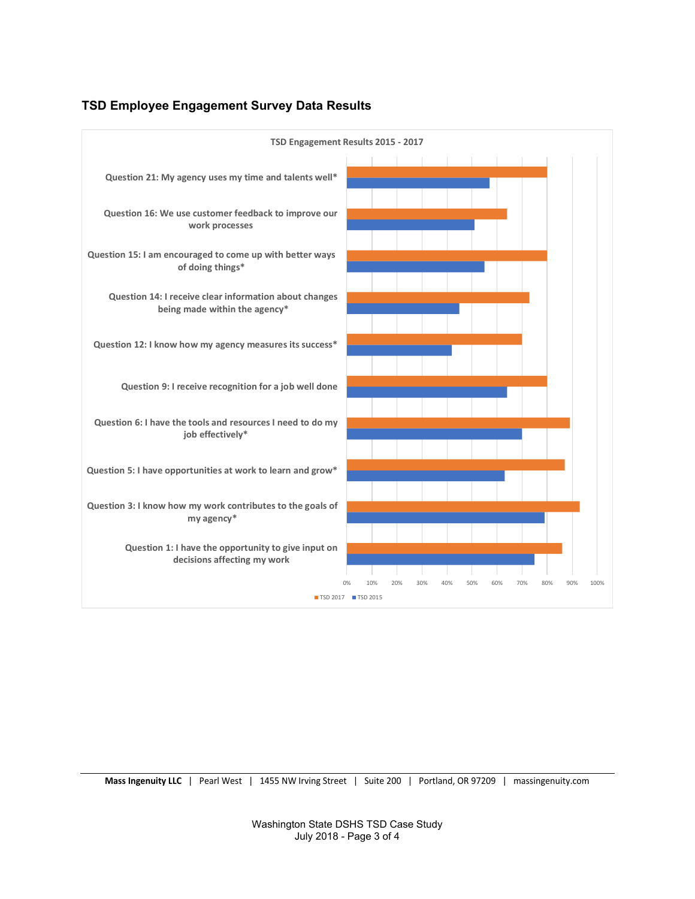## TSD Employee Engagement Survey Data Results

**TSD Engagement Results 2015 - 2017**

Question 21: My agency uses my time and talents well*

Question 16: We use customer feedback to improve our work processes

Question 15: I am encouraged to come up with better ways of doing things*

Question 14: I receive clear information about changes being made within the agency*

Question 12: I know how my agency measures its success*

Question 9: I receive recognition for a job well done

Question 6: I have the tools and resources I need to do my job effectively*

Question 5: I have opportunities at work to learn and grow*

Question 3: I know how my work contributes to the goals of my agency*

Question 1: I have the opportunity to give input on decisions affecting my work

0% 10% 20% 30% 40% 50% 60% 70% 80% 90% 100%

TSD 2017 TSD 2015

**Mass Ingenuity LLC** | Pearl West | 1455 NW Irving Street | Suite 200 | Portland, OR 97209 | massingenuity.com

Washington State DSHS TSD Case Study
July 2018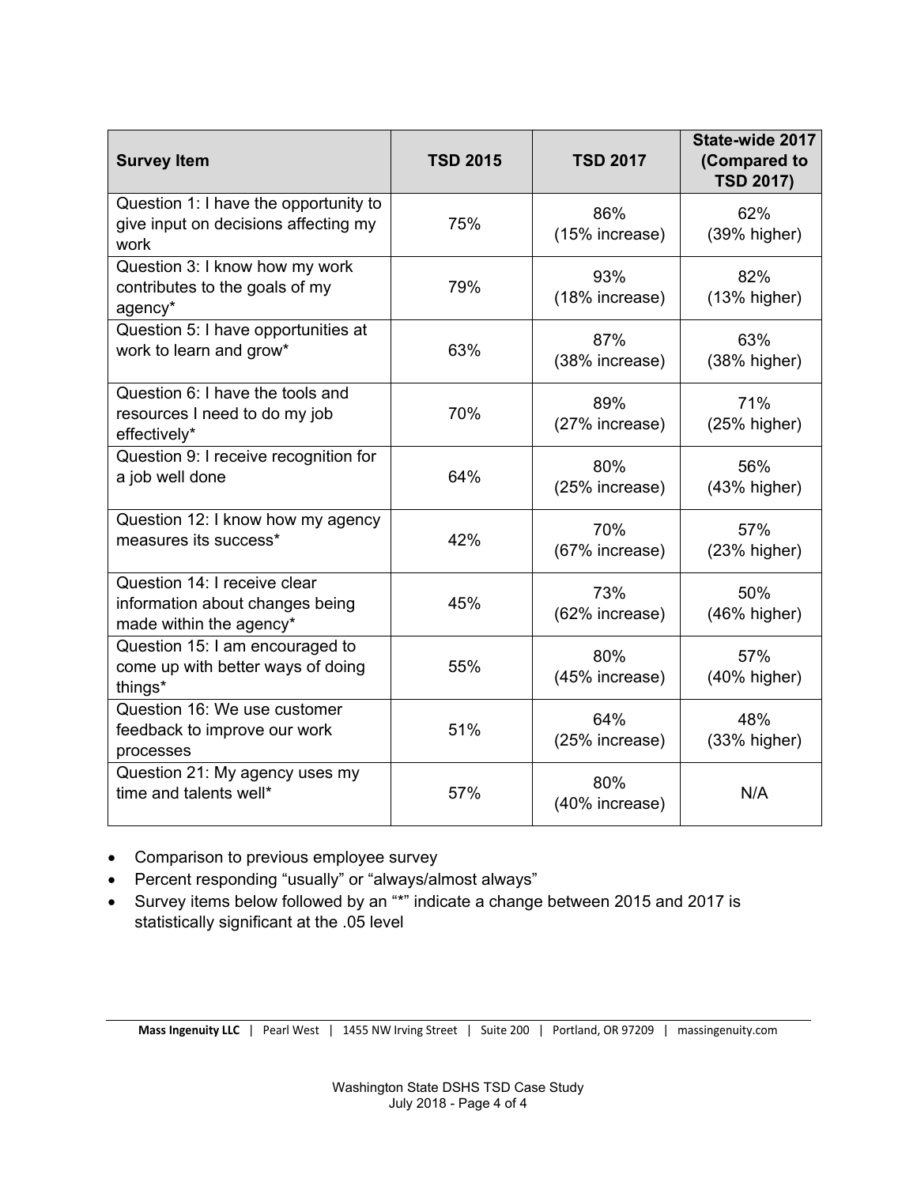| Survey Item | TSD 2015 | TSD 2017 | State-wide 2017 (Compared to TSD 2017) |
|---|---|---|---|
| Question 1: I have the opportunity to give input on decisions affecting my work | 75% | 86% (15% increase) | 62% (39% higher) |
| Question 3: I know how my work contributes to the goals of my agency* | 79% | 93% (18% increase) | 82% (13% higher) |
| Question 5: I have opportunities at work to learn and grow* | 63% | 87% (38% increase) | 63% (38% higher) |
| Question 6: I have the tools and resources I need to do my job effectively* | 70% | 89% (27% increase) | 71% (25% higher) |
| Question 9: I receive recognition for a job well done | 64% | 80% (25% increase) | 56% (43% higher) |
| Question 12: I know how my agency measures its success* | 42% | 70% (67% increase) | 57% (23% higher) |
| Question 14: I receive clear information about changes being made within the agency* | 45% | 73% (62% increase) | 50% (46% higher) |
| Question 15: I am encouraged to come up with better ways of doing things* | 55% | 80% (45% increase) | 57% (40% higher) |
| Question 16: We use customer feedback to improve our work processes | 51% | 64% (25% increase) | 48% (33% higher) |
| Question 21: My agency uses my time and talents well* | 57% | 80% (40% increase) | N/A |

- Comparison to previous employee survey
- Percent responding "usually" or "always/almost always"
- Survey items below followed by an "*" indicate a change between 2015 and 2017 is statistically significant at the .05 level

**Mass Ingenuity LLC** | Pearl West | 1455 NW Irving Street | Suite 200 | Portland, OR 97209 | massingenuity.com